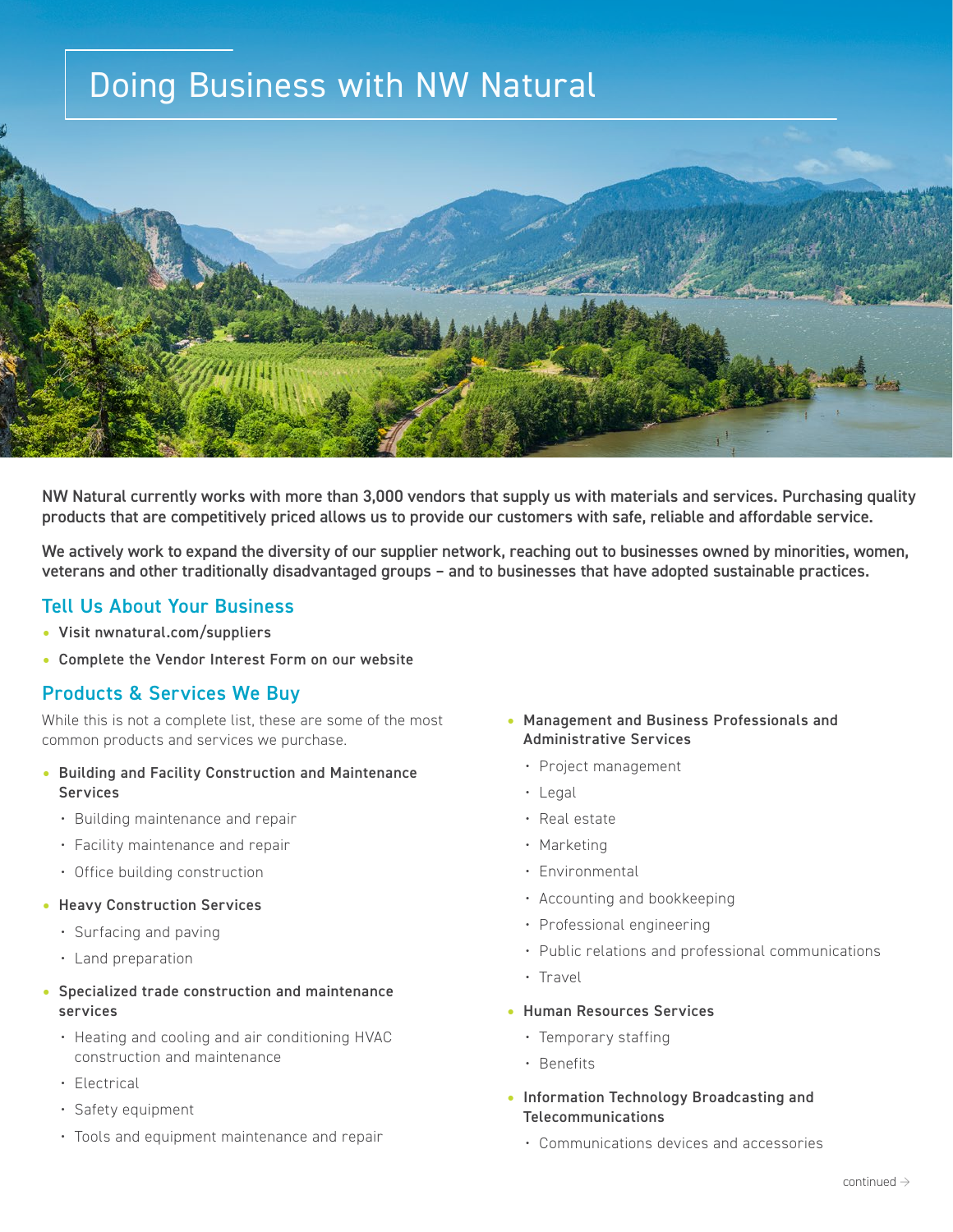# Doing Business with NW Natural

**NW Natural currently works with more than 3,000 vendors that supply us with materials and services. Purchasing quality products that are competitively priced allows us to provide our customers with safe, reliable and affordable service.**

**We actively work to expand the diversity of our supplier network, reaching out to businesses owned by minorities, women, veterans and other traditionally disadvantaged groups – and to businesses that have adopted sustainable practices.**

## Tell Us About Your Business

- **Visit nwnatural.com/suppliers**
- **Complete the Vendor Interest Form on our website**

## Products & Services We Buy

While this is not a complete list, these are some of the most common products and services we purchase.

- **Building and Facility Construction and Maintenance Services**
  - Building maintenance and repair
  - Facility maintenance and repair
  - Office building construction
- **Heavy Construction Services**
  - Surfacing and paving
  - Land preparation
- **Specialized trade construction and maintenance services**
  - Heating and cooling and air conditioning HVAC construction and maintenance
  - Electrical
  - Safety equipment
  - Tools and equipment maintenance and repair
- **Management and Business Professionals and Administrative Services**
  - Project management
  - Legal
  - Real estate
  - Marketing
  - Environmental
  - Accounting and bookkeeping
  - Professional engineering
  - Public relations and professional communications
  - Travel
- **Human Resources Services**
  - Temporary staffing
  - Benefits
- **Information Technology Broadcasting and Telecommunications**
  - Communications devices and accessories

continued →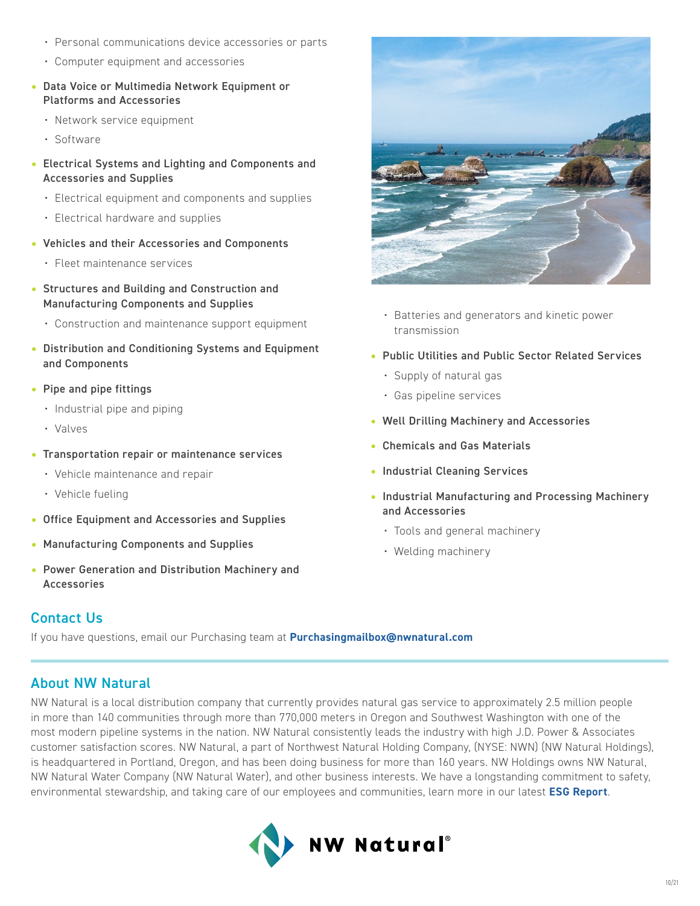- Personal communications device accessories or parts
- Computer equipment and accessories

- **Data Voice or Multimedia Network Equipment or Platforms and Accessories**
  - Network service equipment
  - Software
- **Electrical Systems and Lighting and Components and Accessories and Supplies**
  - Electrical equipment and components and supplies
  - Electrical hardware and supplies
- **Vehicles and their Accessories and Components**
  - Fleet maintenance services
- **Structures and Building and Construction and Manufacturing Components and Supplies**
  - Construction and maintenance support equipment
- **Distribution and Conditioning Systems and Equipment and Components**
- **Pipe and pipe fittings**
  - Industrial pipe and piping
  - Valves
- **Transportation repair or maintenance services**
  - Vehicle maintenance and repair
  - Vehicle fueling
- **Office Equipment and Accessories and Supplies**
- **Manufacturing Components and Supplies**
- **Power Generation and Distribution Machinery and Accessories**
  - Batteries and generators and kinetic power transmission
- **Public Utilities and Public Sector Related Services**
  - Supply of natural gas
  - Gas pipeline services
- **Well Drilling Machinery and Accessories**
- **Chemicals and Gas Materials**
- **Industrial Cleaning Services**
- **Industrial Manufacturing and Processing Machinery and Accessories**
  - Tools and general machinery
  - Welding machinery

## Contact Us

If you have questions, email our Purchasing team at **Purchasingmailbox@nwnatural.com**

## About NW Natural

NW Natural is a local distribution company that currently provides natural gas service to approximately 2.5 million people in more than 140 communities through more than 770,000 meters in Oregon and Southwest Washington with one of the most modern pipeline systems in the nation. NW Natural consistently leads the industry with high J.D. Power & Associates customer satisfaction scores. NW Natural, a part of Northwest Natural Holding Company, (NYSE: NWN) (NW Natural Holdings), is headquartered in Portland, Oregon, and has been doing business for more than 160 years. NW Holdings owns NW Natural, NW Natural Water Company (NW Natural Water), and other business interests. We have a longstanding commitment to safety, environmental stewardship, and taking care of our employees and communities, learn more in our latest **ESG Report**.

NW Natural®

10/21